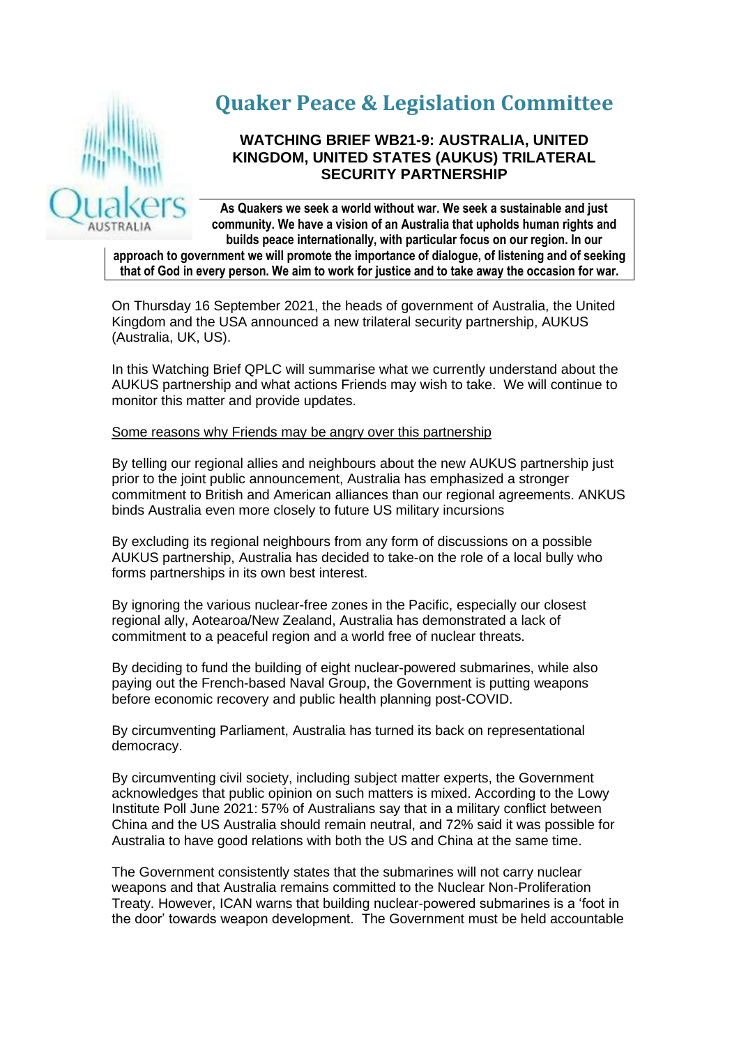# Quaker Peace & Legislation Committee

## WATCHING BRIEF WB21-9: AUSTRALIA, UNITED KINGDOM, UNITED STATES (AUKUS) TRILATERAL SECURITY PARTNERSHIP

**As Quakers we seek a world without war. We seek a sustainable and just community. We have a vision of an Australia that upholds human rights and builds peace internationally, with particular focus on our region. In our approach to government we will promote the importance of dialogue, of listening and of seeking that of God in every person. We aim to work for justice and to take away the occasion for war.**

On Thursday 16 September 2021, the heads of government of Australia, the United Kingdom and the USA announced a new trilateral security partnership, AUKUS (Australia, UK, US).

In this Watching Brief QPLC will summarise what we currently understand about the AUKUS partnership and what actions Friends may wish to take. We will continue to monitor this matter and provide updates.

<u>Some reasons why Friends may be angry over this partnership</u>

By telling our regional allies and neighbours about the new AUKUS partnership just prior to the joint public announcement, Australia has emphasized a stronger commitment to British and American alliances than our regional agreements. ANKUS binds Australia even more closely to future US military incursions

By excluding its regional neighbours from any form of discussions on a possible AUKUS partnership, Australia has decided to take-on the role of a local bully who forms partnerships in its own best interest.

By ignoring the various nuclear-free zones in the Pacific, especially our closest regional ally, Aotearoa/New Zealand, Australia has demonstrated a lack of commitment to a peaceful region and a world free of nuclear threats.

By deciding to fund the building of eight nuclear-powered submarines, while also paying out the French-based Naval Group, the Government is putting weapons before economic recovery and public health planning post-COVID.

By circumventing Parliament, Australia has turned its back on representational democracy.

By circumventing civil society, including subject matter experts, the Government acknowledges that public opinion on such matters is mixed. According to the Lowy Institute Poll June 2021: 57% of Australians say that in a military conflict between China and the US Australia should remain neutral, and 72% said it was possible for Australia to have good relations with both the US and China at the same time.

The Government consistently states that the submarines will not carry nuclear weapons and that Australia remains committed to the Nuclear Non-Proliferation Treaty. However, ICAN warns that building nuclear-powered submarines is a 'foot in the door' towards weapon development. The Government must be held accountable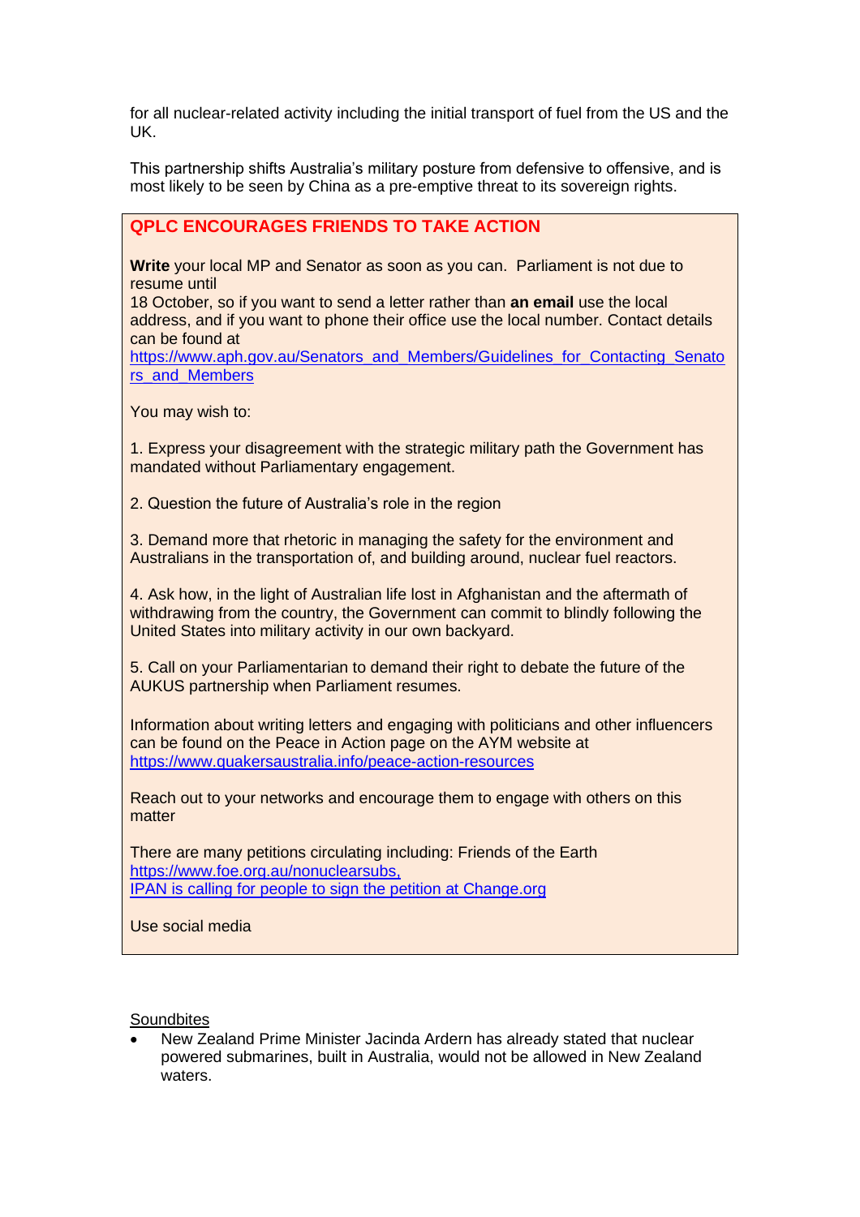for all nuclear-related activity including the initial transport of fuel from the US and the UK.

This partnership shifts Australia's military posture from defensive to offensive, and is most likely to be seen by China as a pre-emptive threat to its sovereign rights.

## QPLC ENCOURAGES FRIENDS TO TAKE ACTION

**Write** your local MP and Senator as soon as you can. Parliament is not due to resume until
18 October, so if you want to send a letter rather than **an email** use the local address, and if you want to phone their office use the local number. Contact details can be found at
https://www.aph.gov.au/Senators_and_Members/Guidelines_for_Contacting_Senators_and_Members

You may wish to:

1. Express your disagreement with the strategic military path the Government has mandated without Parliamentary engagement.

2. Question the future of Australia's role in the region

3. Demand more that rhetoric in managing the safety for the environment and Australians in the transportation of, and building around, nuclear fuel reactors.

4. Ask how, in the light of Australian life lost in Afghanistan and the aftermath of withdrawing from the country, the Government can commit to blindly following the United States into military activity in our own backyard.

5. Call on your Parliamentarian to demand their right to debate the future of the AUKUS partnership when Parliament resumes.

Information about writing letters and engaging with politicians and other influencers can be found on the Peace in Action page on the AYM website at
https://www.quakersaustralia.info/peace-action-resources

Reach out to your networks and encourage them to engage with others on this matter

There are many petitions circulating including: Friends of the Earth
https://www.foe.org.au/nonuclearsubs,
IPAN is calling for people to sign the petition at Change.org

Use social media

Soundbites

- New Zealand Prime Minister Jacinda Ardern has already stated that nuclear powered submarines, built in Australia, would not be allowed in New Zealand waters.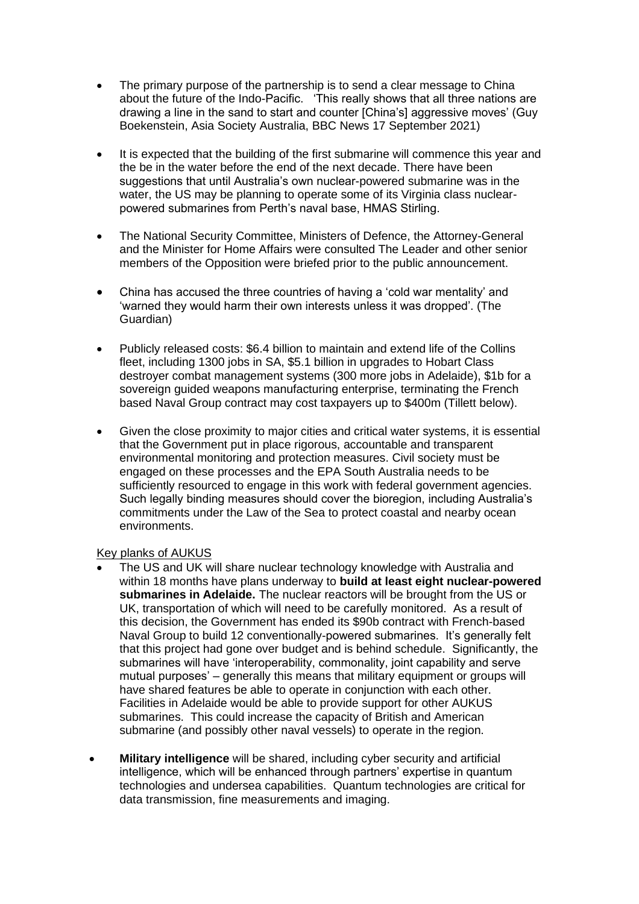- The primary purpose of the partnership is to send a clear message to China about the future of the Indo-Pacific. 'This really shows that all three nations are drawing a line in the sand to start and counter [China's] aggressive moves' (Guy Boekenstein, Asia Society Australia, BBC News 17 September 2021)

- It is expected that the building of the first submarine will commence this year and the be in the water before the end of the next decade. There have been suggestions that until Australia's own nuclear-powered submarine was in the water, the US may be planning to operate some of its Virginia class nuclear-powered submarines from Perth's naval base, HMAS Stirling.

- The National Security Committee, Ministers of Defence, the Attorney-General and the Minister for Home Affairs were consulted The Leader and other senior members of the Opposition were briefed prior to the public announcement.

- China has accused the three countries of having a 'cold war mentality' and 'warned they would harm their own interests unless it was dropped'. (The Guardian)

- Publicly released costs: $6.4 billion to maintain and extend life of the Collins fleet, including 1300 jobs in SA, $5.1 billion in upgrades to Hobart Class destroyer combat management systems (300 more jobs in Adelaide), $1b for a sovereign guided weapons manufacturing enterprise, terminating the French based Naval Group contract may cost taxpayers up to $400m (Tillett below).

- Given the close proximity to major cities and critical water systems, it is essential that the Government put in place rigorous, accountable and transparent environmental monitoring and protection measures. Civil society must be engaged on these processes and the EPA South Australia needs to be sufficiently resourced to engage in this work with federal government agencies. Such legally binding measures should cover the bioregion, including Australia's commitments under the Law of the Sea to protect coastal and nearby ocean environments.

<u>Key planks of AUKUS</u>

- The US and UK will share nuclear technology knowledge with Australia and within 18 months have plans underway to **build at least eight nuclear-powered submarines in Adelaide.** The nuclear reactors will be brought from the US or UK, transportation of which will need to be carefully monitored. As a result of this decision, the Government has ended its $90b contract with French-based Naval Group to build 12 conventionally-powered submarines. It's generally felt that this project had gone over budget and is behind schedule. Significantly, the submarines will have 'interoperability, commonality, joint capability and serve mutual purposes' – generally this means that military equipment or groups will have shared features be able to operate in conjunction with each other. Facilities in Adelaide would be able to provide support for other AUKUS submarines. This could increase the capacity of British and American submarine (and possibly other naval vessels) to operate in the region.

- **Military intelligence** will be shared, including cyber security and artificial intelligence, which will be enhanced through partners' expertise in quantum technologies and undersea capabilities. Quantum technologies are critical for data transmission, fine measurements and imaging.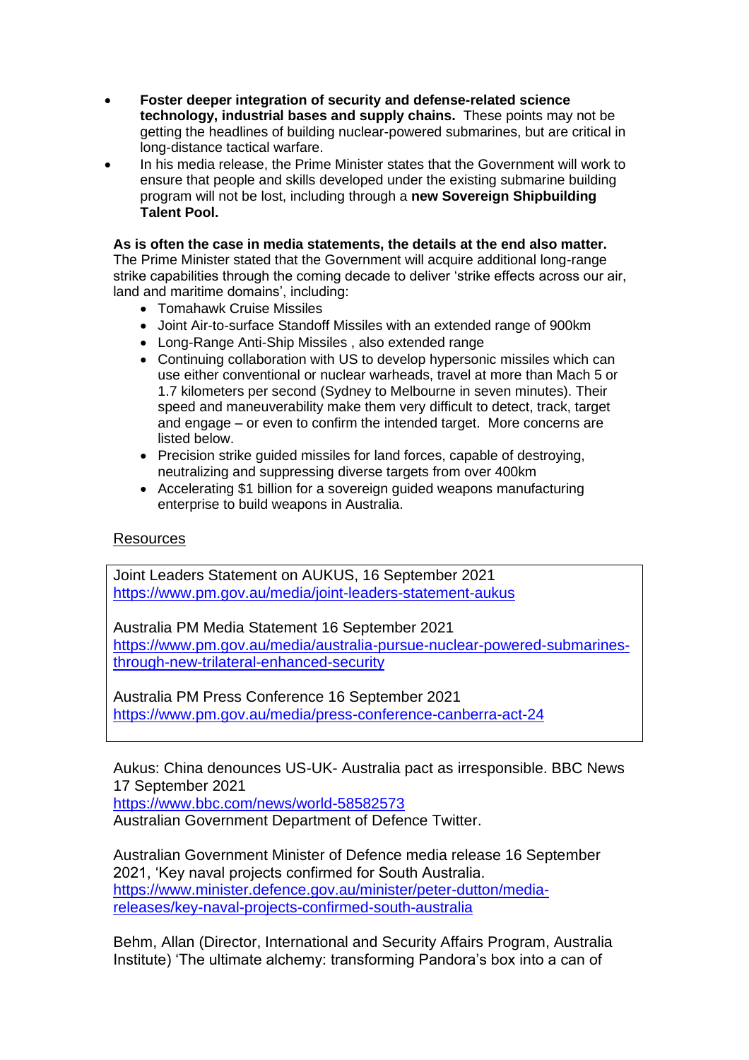- **Foster deeper integration of security and defense-related science technology, industrial bases and supply chains.** These points may not be getting the headlines of building nuclear-powered submarines, but are critical in long-distance tactical warfare.
- In his media release, the Prime Minister states that the Government will work to ensure that people and skills developed under the existing submarine building program will not be lost, including through a **new Sovereign Shipbuilding Talent Pool.**

**As is often the case in media statements, the details at the end also matter.** The Prime Minister stated that the Government will acquire additional long-range strike capabilities through the coming decade to deliver 'strike effects across our air, land and maritime domains', including:

- Tomahawk Cruise Missiles
- Joint Air-to-surface Standoff Missiles with an extended range of 900km
- Long-Range Anti-Ship Missiles , also extended range
- Continuing collaboration with US to develop hypersonic missiles which can use either conventional or nuclear warheads, travel at more than Mach 5 or 1.7 kilometers per second (Sydney to Melbourne in seven minutes). Their speed and maneuverability make them very difficult to detect, track, target and engage – or even to confirm the intended target. More concerns are listed below.
- Precision strike guided missiles for land forces, capable of destroying, neutralizing and suppressing diverse targets from over 400km
- Accelerating $1 billion for a sovereign guided weapons manufacturing enterprise to build weapons in Australia.

Resources

Joint Leaders Statement on AUKUS, 16 September 2021
https://www.pm.gov.au/media/joint-leaders-statement-aukus

Australia PM Media Statement 16 September 2021
https://www.pm.gov.au/media/australia-pursue-nuclear-powered-submarines-through-new-trilateral-enhanced-security

Australia PM Press Conference 16 September 2021
https://www.pm.gov.au/media/press-conference-canberra-act-24

Aukus: China denounces US-UK- Australia pact as irresponsible. BBC News 17 September 2021
https://www.bbc.com/news/world-58582573
Australian Government Department of Defence Twitter.

Australian Government Minister of Defence media release 16 September 2021, 'Key naval projects confirmed for South Australia.
https://www.minister.defence.gov.au/minister/peter-dutton/media-releases/key-naval-projects-confirmed-south-australia

Behm, Allan (Director, International and Security Affairs Program, Australia Institute) 'The ultimate alchemy: transforming Pandora's box into a can of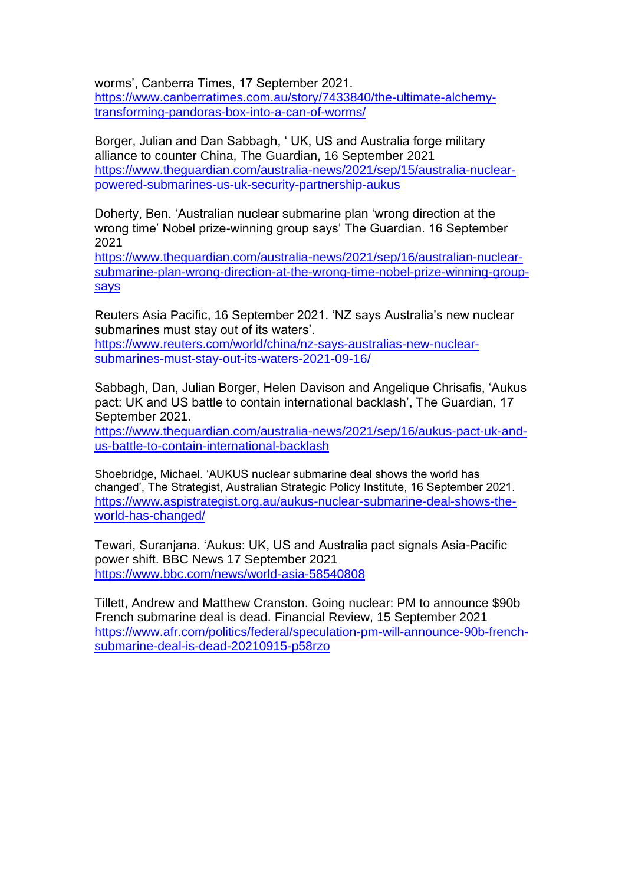worms', Canberra Times, 17 September 2021.
https://www.canberratimes.com.au/story/7433840/the-ultimate-alchemy-transforming-pandoras-box-into-a-can-of-worms/

Borger, Julian and Dan Sabbagh, ' UK, US and Australia forge military alliance to counter China, The Guardian, 16 September 2021
https://www.theguardian.com/australia-news/2021/sep/15/australia-nuclear-powered-submarines-us-uk-security-partnership-aukus

Doherty, Ben. 'Australian nuclear submarine plan 'wrong direction at the wrong time' Nobel prize-winning group says' The Guardian. 16 September 2021
https://www.theguardian.com/australia-news/2021/sep/16/australian-nuclear-submarine-plan-wrong-direction-at-the-wrong-time-nobel-prize-winning-group-says

Reuters Asia Pacific, 16 September 2021. 'NZ says Australia's new nuclear submarines must stay out of its waters'.
https://www.reuters.com/world/china/nz-says-australias-new-nuclear-submarines-must-stay-out-its-waters-2021-09-16/

Sabbagh, Dan, Julian Borger, Helen Davison and Angelique Chrisafis, 'Aukus pact: UK and US battle to contain international backlash', The Guardian, 17 September 2021.
https://www.theguardian.com/australia-news/2021/sep/16/aukus-pact-uk-and-us-battle-to-contain-international-backlash

Shoebridge, Michael. 'AUKUS nuclear submarine deal shows the world has changed', The Strategist, Australian Strategic Policy Institute, 16 September 2021.
https://www.aspistrategist.org.au/aukus-nuclear-submarine-deal-shows-the-world-has-changed/

Tewari, Suranjana. 'Aukus: UK, US and Australia pact signals Asia-Pacific power shift. BBC News 17 September 2021
https://www.bbc.com/news/world-asia-58540808

Tillett, Andrew and Matthew Cranston. Going nuclear: PM to announce $90b French submarine deal is dead. Financial Review, 15 September 2021
https://www.afr.com/politics/federal/speculation-pm-will-announce-90b-french-submarine-deal-is-dead-20210915-p58rzo